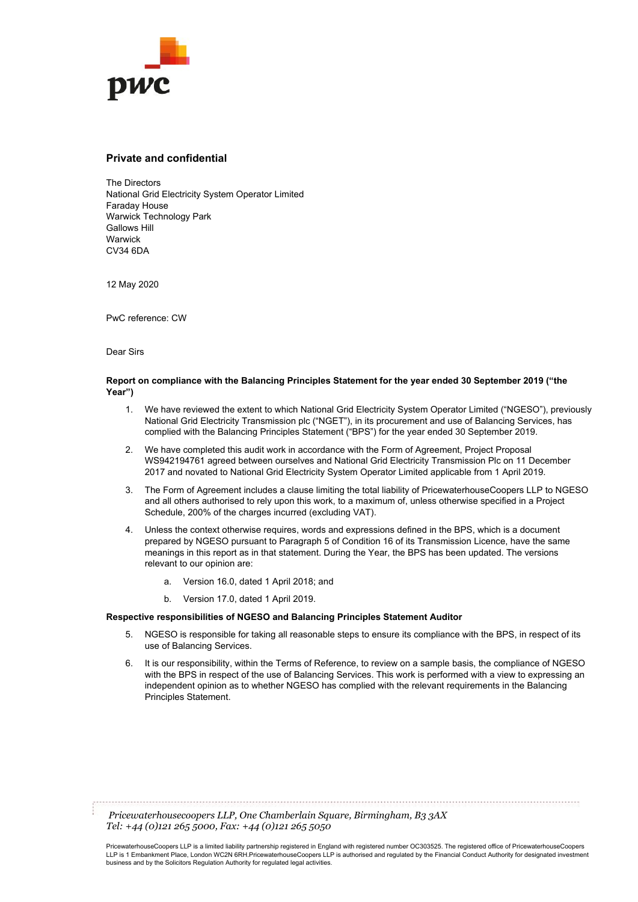**Private and confidential**

The Directors
National Grid Electricity System Operator Limited
Faraday House
Warwick Technology Park
Gallows Hill
Warwick
CV34 6DA

12 May 2020

PwC reference: CW

Dear Sirs

**Report on compliance with the Balancing Principles Statement for the year ended 30 September 2019 ("the Year")**

1. We have reviewed the extent to which National Grid Electricity System Operator Limited ("NGESO"), previously National Grid Electricity Transmission plc ("NGET"), in its procurement and use of Balancing Services, has complied with the Balancing Principles Statement ("BPS") for the year ended 30 September 2019.

2. We have completed this audit work in accordance with the Form of Agreement, Project Proposal WS942194761 agreed between ourselves and National Grid Electricity Transmission Plc on 11 December 2017 and novated to National Grid Electricity System Operator Limited applicable from 1 April 2019.

3. The Form of Agreement includes a clause limiting the total liability of PricewaterhouseCoopers LLP to NGESO and all others authorised to rely upon this work, to a maximum of, unless otherwise specified in a Project Schedule, 200% of the charges incurred (excluding VAT).

4. Unless the context otherwise requires, words and expressions defined in the BPS, which is a document prepared by NGESO pursuant to Paragraph 5 of Condition 16 of its Transmission Licence, have the same meanings in this report as in that statement. During the Year, the BPS has been updated. The versions relevant to our opinion are:

    a. Version 16.0, dated 1 April 2018; and

    b. Version 17.0, dated 1 April 2019.

**Respective responsibilities of NGESO and Balancing Principles Statement Auditor**

5. NGESO is responsible for taking all reasonable steps to ensure its compliance with the BPS, in respect of its use of Balancing Services.

6. It is our responsibility, within the Terms of Reference, to review on a sample basis, the compliance of NGESO with the BPS in respect of the use of Balancing Services. This work is performed with a view to expressing an independent opinion as to whether NGESO has complied with the relevant requirements in the Balancing Principles Statement.

*Pricewaterhousecoopers LLP, One Chamberlain Square, Birmingham, B3 3AX*
*Tel: +44 (0)121 265 5000, Fax: +44 (0)121 265 5050*

PricewaterhouseCoopers LLP is a limited liability partnership registered in England with registered number OC303525. The registered office of PricewaterhouseCoopers LLP is 1 Embankment Place, London WC2N 6RH.PricewaterhouseCoopers LLP is authorised and regulated by the Financial Conduct Authority for designated investment business and by the Solicitors Regulation Authority for regulated legal activities.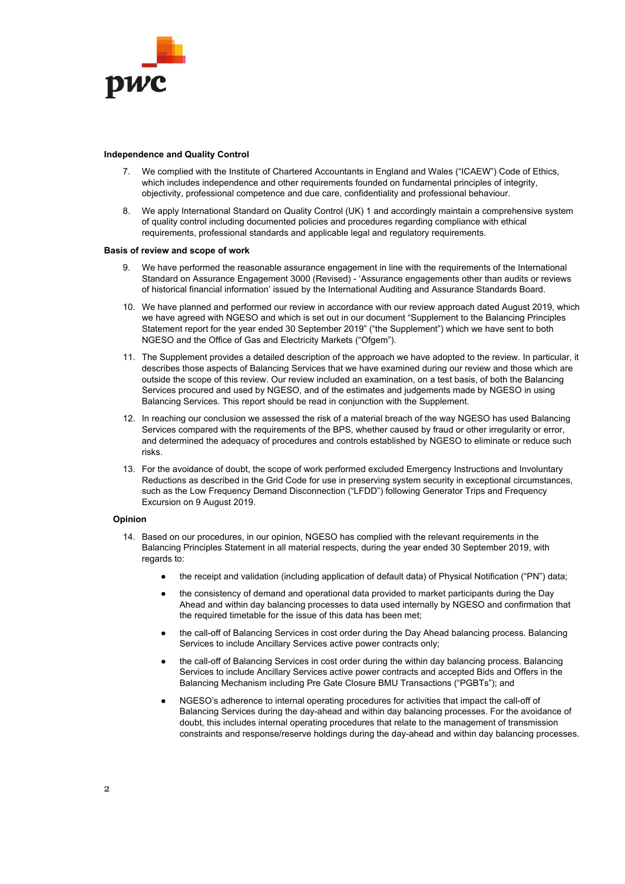**Independence and Quality Control**

7. We complied with the Institute of Chartered Accountants in England and Wales ("ICAEW") Code of Ethics, which includes independence and other requirements founded on fundamental principles of integrity, objectivity, professional competence and due care, confidentiality and professional behaviour.

8. We apply International Standard on Quality Control (UK) 1 and accordingly maintain a comprehensive system of quality control including documented policies and procedures regarding compliance with ethical requirements, professional standards and applicable legal and regulatory requirements.

**Basis of review and scope of work**

9. We have performed the reasonable assurance engagement in line with the requirements of the International Standard on Assurance Engagement 3000 (Revised) - 'Assurance engagements other than audits or reviews of historical financial information' issued by the International Auditing and Assurance Standards Board.

10. We have planned and performed our review in accordance with our review approach dated August 2019, which we have agreed with NGESO and which is set out in our document "Supplement to the Balancing Principles Statement report for the year ended 30 September 2019" ("the Supplement") which we have sent to both NGESO and the Office of Gas and Electricity Markets ("Ofgem").

11. The Supplement provides a detailed description of the approach we have adopted to the review. In particular, it describes those aspects of Balancing Services that we have examined during our review and those which are outside the scope of this review. Our review included an examination, on a test basis, of both the Balancing Services procured and used by NGESO, and of the estimates and judgements made by NGESO in using Balancing Services. This report should be read in conjunction with the Supplement.

12. In reaching our conclusion we assessed the risk of a material breach of the way NGESO has used Balancing Services compared with the requirements of the BPS, whether caused by fraud or other irregularity or error, and determined the adequacy of procedures and controls established by NGESO to eliminate or reduce such risks.

13. For the avoidance of doubt, the scope of work performed excluded Emergency Instructions and Involuntary Reductions as described in the Grid Code for use in preserving system security in exceptional circumstances, such as the Low Frequency Demand Disconnection ("LFDD") following Generator Trips and Frequency Excursion on 9 August 2019.

**Opinion**

14. Based on our procedures, in our opinion, NGESO has complied with the relevant requirements in the Balancing Principles Statement in all material respects, during the year ended 30 September 2019, with regards to:

    - the receipt and validation (including application of default data) of Physical Notification ("PN") data;
    - the consistency of demand and operational data provided to market participants during the Day Ahead and within day balancing processes to data used internally by NGESO and confirmation that the required timetable for the issue of this data has been met;
    - the call-off of Balancing Services in cost order during the Day Ahead balancing process. Balancing Services to include Ancillary Services active power contracts only;
    - the call-off of Balancing Services in cost order during the within day balancing process. Balancing Services to include Ancillary Services active power contracts and accepted Bids and Offers in the Balancing Mechanism including Pre Gate Closure BMU Transactions ("PGBTs"); and
    - NGESO's adherence to internal operating procedures for activities that impact the call-off of Balancing Services during the day-ahead and within day balancing processes. For the avoidance of doubt, this includes internal operating procedures that relate to the management of transmission constraints and response/reserve holdings during the day-ahead and within day balancing processes.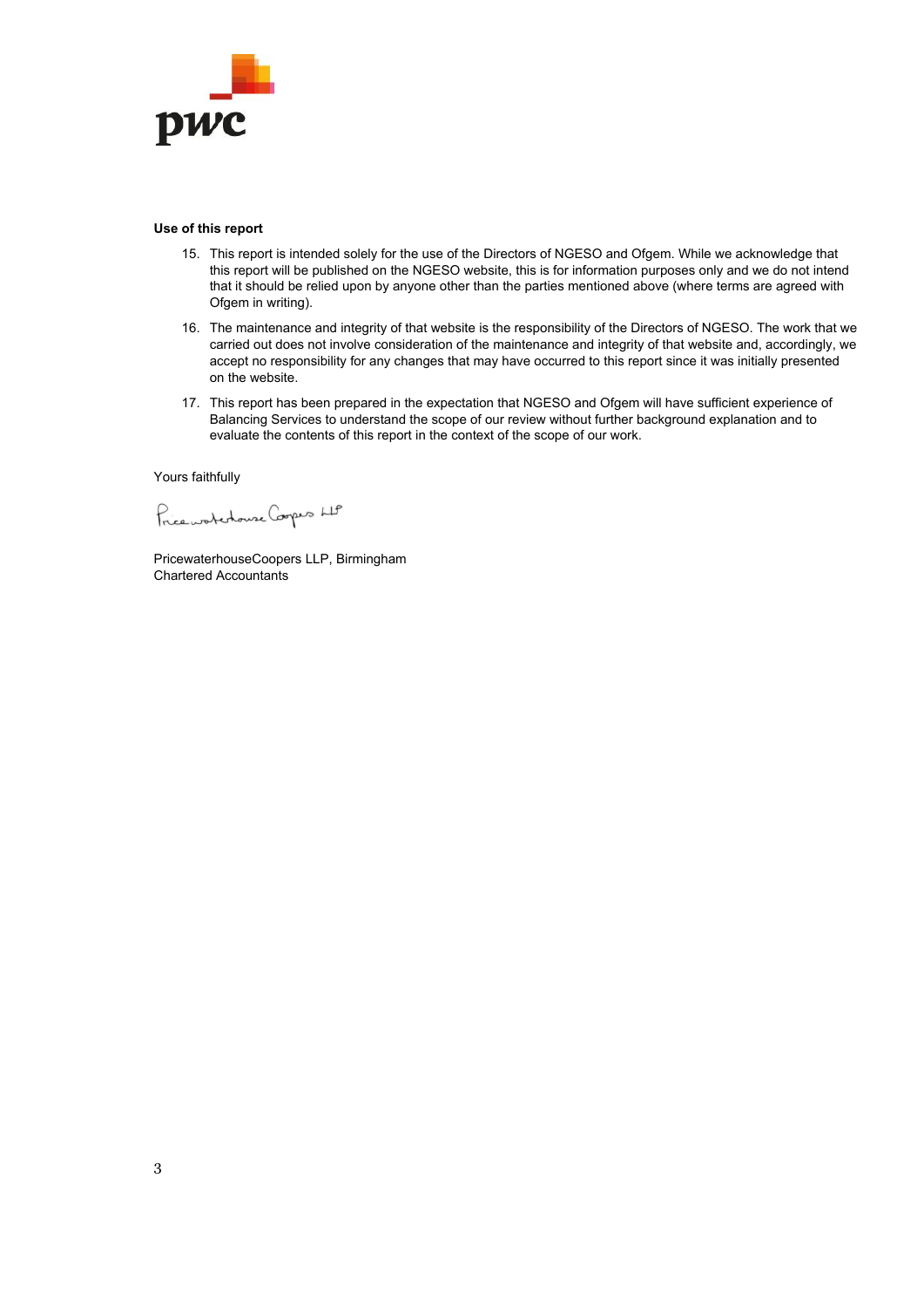**Use of this report**

15. This report is intended solely for the use of the Directors of NGESO and Ofgem. While we acknowledge that this report will be published on the NGESO website, this is for information purposes only and we do not intend that it should be relied upon by anyone other than the parties mentioned above (where terms are agreed with Ofgem in writing).
16. The maintenance and integrity of that website is the responsibility of the Directors of NGESO. The work that we carried out does not involve consideration of the maintenance and integrity of that website and, accordingly, we accept no responsibility for any changes that may have occurred to this report since it was initially presented on the website.
17. This report has been prepared in the expectation that NGESO and Ofgem will have sufficient experience of Balancing Services to understand the scope of our review without further background explanation and to evaluate the contents of this report in the context of the scope of our work.

Yours faithfully

PricewaterhouseCoopers LLP

PricewaterhouseCoopers LLP, Birmingham
Chartered Accountants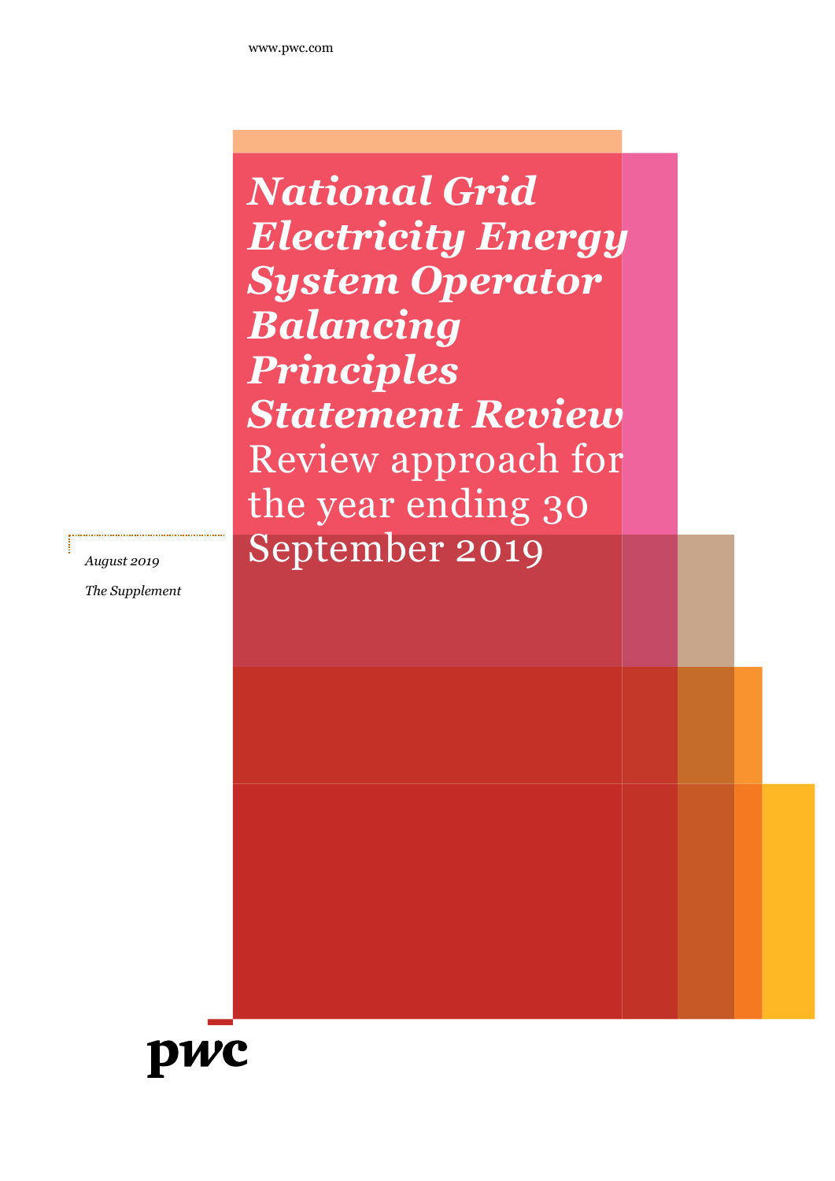www.pwc.com

# *National Grid Electricity Energy System Operator Balancing Principles Statement Review*

## Review approach for the year ending 30 September 2019

*August 2019*

*The Supplement*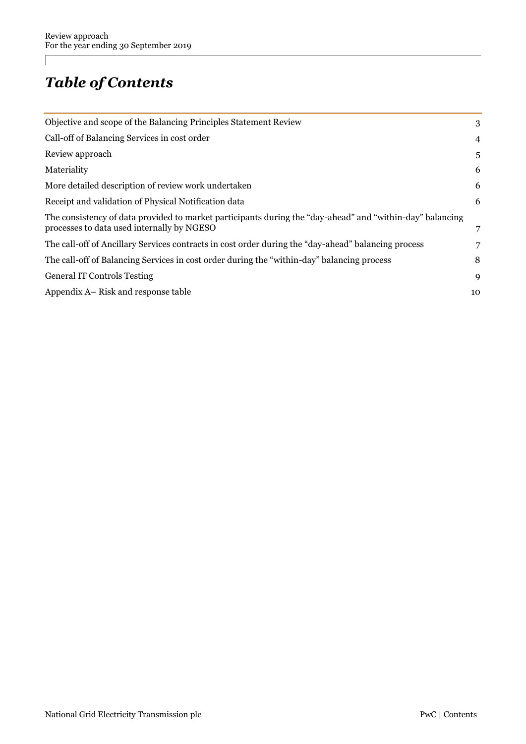# *Table of Contents*

| | |
|---|---|
| Objective and scope of the Balancing Principles Statement Review | 3 |
| Call-off of Balancing Services in cost order | 4 |
| Review approach | 5 |
| Materiality | 6 |
| More detailed description of review work undertaken | 6 |
| Receipt and validation of Physical Notification data | 6 |
| The consistency of data provided to market participants during the “day-ahead” and “within-day” balancing processes to data used internally by NGESO | 7 |
| The call-off of Ancillary Services contracts in cost order during the “day-ahead” balancing process | 7 |
| The call-off of Balancing Services in cost order during the “within-day” balancing process | 8 |
| General IT Controls Testing | 9 |
| Appendix A– Risk and response table | 10 |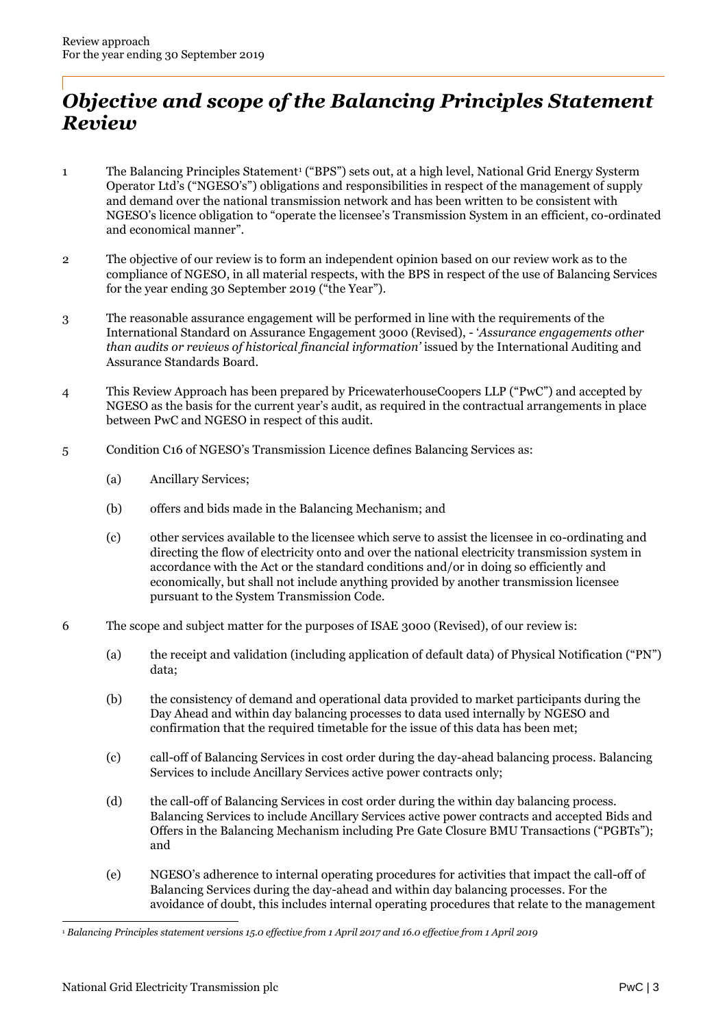# *Objective and scope of the Balancing Principles Statement Review*

1 The Balancing Principles Statement[1] ("BPS") sets out, at a high level, National Grid Energy Systerm Operator Ltd's ("NGESO's") obligations and responsibilities in respect of the management of supply and demand over the national transmission network and has been written to be consistent with NGESO's licence obligation to "operate the licensee's Transmission System in an efficient, co-ordinated and economical manner".

2 The objective of our review is to form an independent opinion based on our review work as to the compliance of NGESO, in all material respects, with the BPS in respect of the use of Balancing Services for the year ending 30 September 2019 ("the Year").

3 The reasonable assurance engagement will be performed in line with the requirements of the International Standard on Assurance Engagement 3000 (Revised), - '*Assurance engagements other than audits or reviews of historical financial information'* issued by the International Auditing and Assurance Standards Board.

4 This Review Approach has been prepared by PricewaterhouseCoopers LLP ("PwC") and accepted by NGESO as the basis for the current year's audit, as required in the contractual arrangements in place between PwC and NGESO in respect of this audit.

5 Condition C16 of NGESO's Transmission Licence defines Balancing Services as:

(a) Ancillary Services;

(b) offers and bids made in the Balancing Mechanism; and

(c) other services available to the licensee which serve to assist the licensee in co-ordinating and directing the flow of electricity onto and over the national electricity transmission system in accordance with the Act or the standard conditions and/or in doing so efficiently and economically, but shall not include anything provided by another transmission licensee pursuant to the System Transmission Code.

6 The scope and subject matter for the purposes of ISAE 3000 (Revised), of our review is:

(a) the receipt and validation (including application of default data) of Physical Notification ("PN") data;

(b) the consistency of demand and operational data provided to market participants during the Day Ahead and within day balancing processes to data used internally by NGESO and confirmation that the required timetable for the issue of this data has been met;

(c) call-off of Balancing Services in cost order during the day-ahead balancing process. Balancing Services to include Ancillary Services active power contracts only;

(d) the call-off of Balancing Services in cost order during the within day balancing process. Balancing Services to include Ancillary Services active power contracts and accepted Bids and Offers in the Balancing Mechanism including Pre Gate Closure BMU Transactions ("PGBTs"); and

(e) NGESO's adherence to internal operating procedures for activities that impact the call-off of Balancing Services during the day-ahead and within day balancing processes. For the avoidance of doubt, this includes internal operating procedures that relate to the management

[1] *Balancing Principles statement versions 15.0 effective from 1 April 2017 and 16.0 effective from 1 April 2019*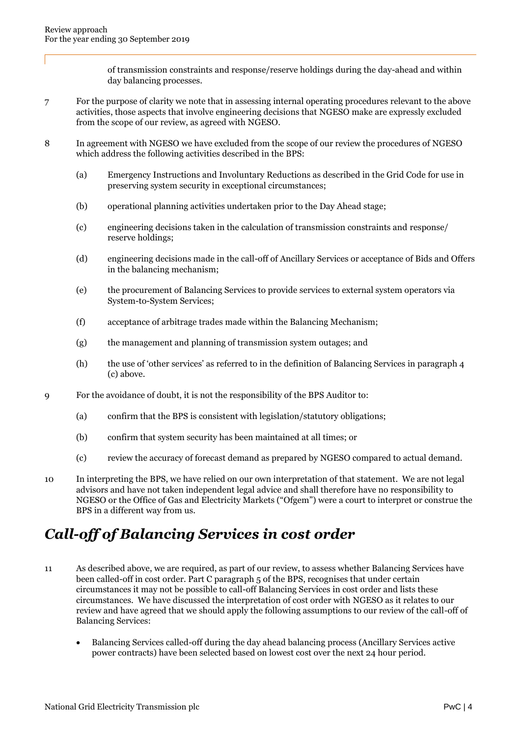of transmission constraints and response/reserve holdings during the day-ahead and within day balancing processes.

7 For the purpose of clarity we note that in assessing internal operating procedures relevant to the above activities, those aspects that involve engineering decisions that NGESO make are expressly excluded from the scope of our review, as agreed with NGESO.

8 In agreement with NGESO we have excluded from the scope of our review the procedures of NGESO which address the following activities described in the BPS:

(a) Emergency Instructions and Involuntary Reductions as described in the Grid Code for use in preserving system security in exceptional circumstances;

(b) operational planning activities undertaken prior to the Day Ahead stage;

(c) engineering decisions taken in the calculation of transmission constraints and response/ reserve holdings;

(d) engineering decisions made in the call-off of Ancillary Services or acceptance of Bids and Offers in the balancing mechanism;

(e) the procurement of Balancing Services to provide services to external system operators via System-to-System Services;

(f) acceptance of arbitrage trades made within the Balancing Mechanism;

(g) the management and planning of transmission system outages; and

(h) the use of 'other services' as referred to in the definition of Balancing Services in paragraph 4 (c) above.

9 For the avoidance of doubt, it is not the responsibility of the BPS Auditor to:

(a) confirm that the BPS is consistent with legislation/statutory obligations;

(b) confirm that system security has been maintained at all times; or

(c) review the accuracy of forecast demand as prepared by NGESO compared to actual demand.

10 In interpreting the BPS, we have relied on our own interpretation of that statement. We are not legal advisors and have not taken independent legal advice and shall therefore have no responsibility to NGESO or the Office of Gas and Electricity Markets ("Ofgem") were a court to interpret or construe the BPS in a different way from us.

## *Call-off of Balancing Services in cost order*

11 As described above, we are required, as part of our review, to assess whether Balancing Services have been called-off in cost order. Part C paragraph 5 of the BPS, recognises that under certain circumstances it may not be possible to call-off Balancing Services in cost order and lists these circumstances. We have discussed the interpretation of cost order with NGESO as it relates to our review and have agreed that we should apply the following assumptions to our review of the call-off of Balancing Services:

- Balancing Services called-off during the day ahead balancing process (Ancillary Services active power contracts) have been selected based on lowest cost over the next 24 hour period.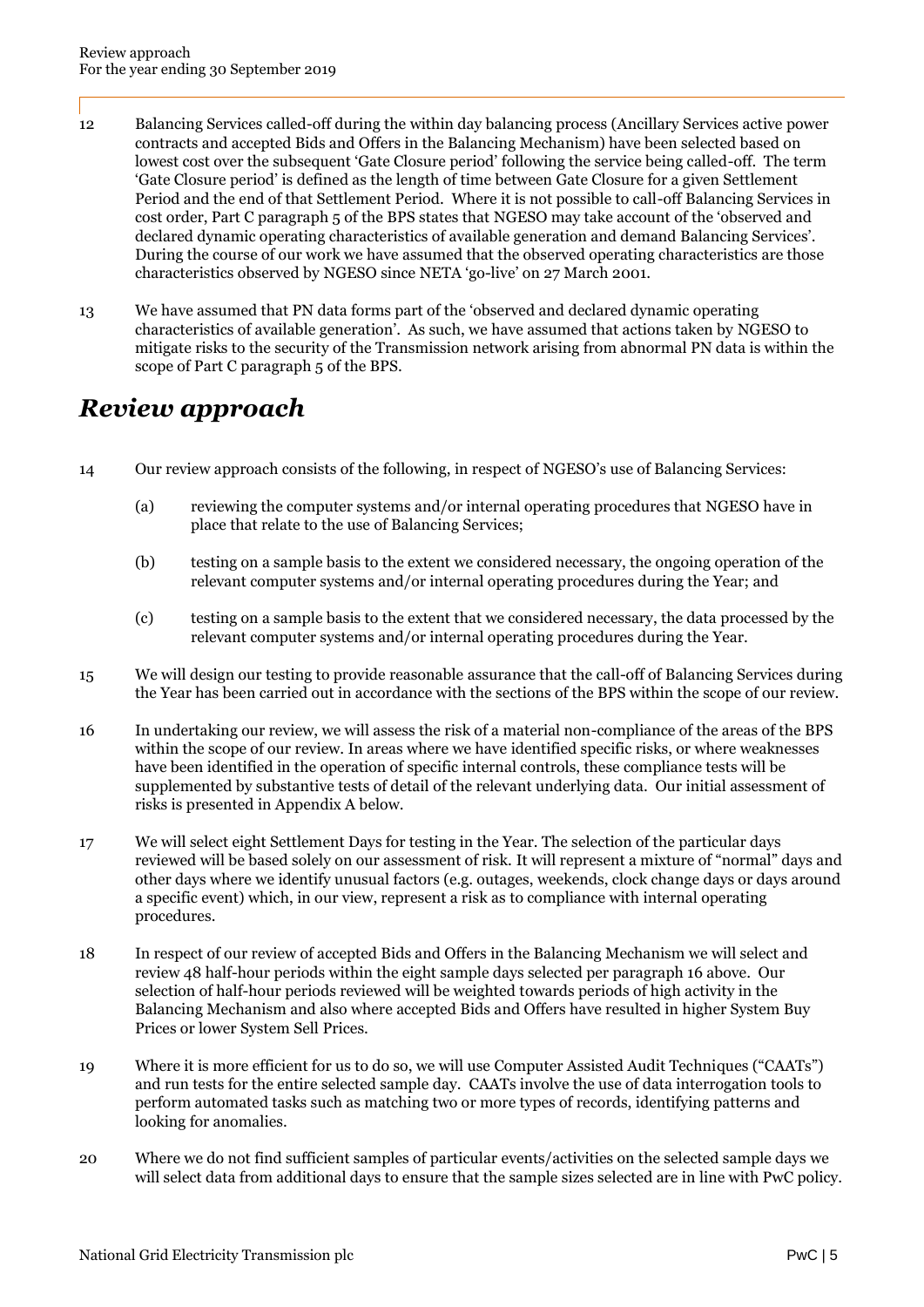12 Balancing Services called-off during the within day balancing process (Ancillary Services active power contracts and accepted Bids and Offers in the Balancing Mechanism) have been selected based on lowest cost over the subsequent 'Gate Closure period' following the service being called-off. The term 'Gate Closure period' is defined as the length of time between Gate Closure for a given Settlement Period and the end of that Settlement Period. Where it is not possible to call-off Balancing Services in cost order, Part C paragraph 5 of the BPS states that NGESO may take account of the 'observed and declared dynamic operating characteristics of available generation and demand Balancing Services'. During the course of our work we have assumed that the observed operating characteristics are those characteristics observed by NGESO since NETA 'go-live' on 27 March 2001.

13 We have assumed that PN data forms part of the 'observed and declared dynamic operating characteristics of available generation'. As such, we have assumed that actions taken by NGESO to mitigate risks to the security of the Transmission network arising from abnormal PN data is within the scope of Part C paragraph 5 of the BPS.

## *Review approach*

14 Our review approach consists of the following, in respect of NGESO's use of Balancing Services:

- (a) reviewing the computer systems and/or internal operating procedures that NGESO have in place that relate to the use of Balancing Services;
- (b) testing on a sample basis to the extent we considered necessary, the ongoing operation of the relevant computer systems and/or internal operating procedures during the Year; and
- (c) testing on a sample basis to the extent that we considered necessary, the data processed by the relevant computer systems and/or internal operating procedures during the Year.

15 We will design our testing to provide reasonable assurance that the call-off of Balancing Services during the Year has been carried out in accordance with the sections of the BPS within the scope of our review.

16 In undertaking our review, we will assess the risk of a material non-compliance of the areas of the BPS within the scope of our review. In areas where we have identified specific risks, or where weaknesses have been identified in the operation of specific internal controls, these compliance tests will be supplemented by substantive tests of detail of the relevant underlying data. Our initial assessment of risks is presented in Appendix A below.

17 We will select eight Settlement Days for testing in the Year. The selection of the particular days reviewed will be based solely on our assessment of risk. It will represent a mixture of "normal" days and other days where we identify unusual factors (e.g. outages, weekends, clock change days or days around a specific event) which, in our view, represent a risk as to compliance with internal operating procedures.

18 In respect of our review of accepted Bids and Offers in the Balancing Mechanism we will select and review 48 half-hour periods within the eight sample days selected per paragraph 16 above. Our selection of half-hour periods reviewed will be weighted towards periods of high activity in the Balancing Mechanism and also where accepted Bids and Offers have resulted in higher System Buy Prices or lower System Sell Prices.

19 Where it is more efficient for us to do so, we will use Computer Assisted Audit Techniques ("CAATs") and run tests for the entire selected sample day. CAATs involve the use of data interrogation tools to perform automated tasks such as matching two or more types of records, identifying patterns and looking for anomalies.

20 Where we do not find sufficient samples of particular events/activities on the selected sample days we will select data from additional days to ensure that the sample sizes selected are in line with PwC policy.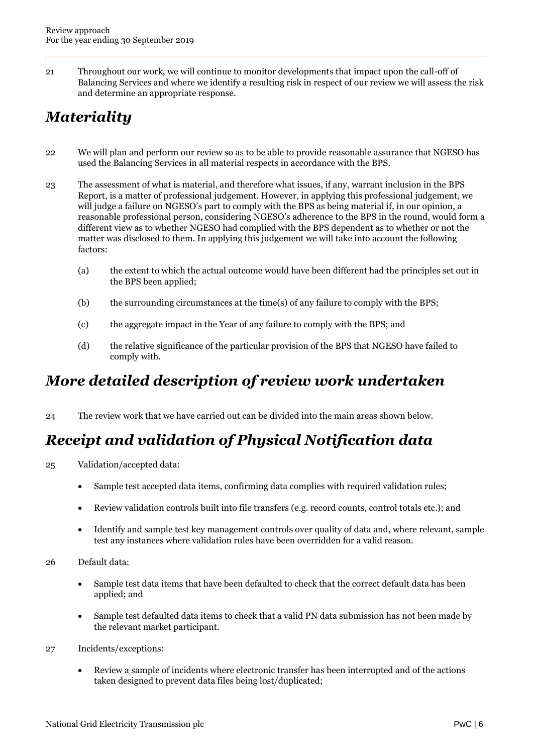21 Throughout our work, we will continue to monitor developments that impact upon the call-off of Balancing Services and where we identify a resulting risk in respect of our review we will assess the risk and determine an appropriate response.

## *Materiality*

22 We will plan and perform our review so as to be able to provide reasonable assurance that NGESO has used the Balancing Services in all material respects in accordance with the BPS.

23 The assessment of what is material, and therefore what issues, if any, warrant inclusion in the BPS Report, is a matter of professional judgement. However, in applying this professional judgement, we will judge a failure on NGESO's part to comply with the BPS as being material if, in our opinion, a reasonable professional person, considering NGESO's adherence to the BPS in the round, would form a different view as to whether NGESO had complied with the BPS dependent as to whether or not the matter was disclosed to them. In applying this judgement we will take into account the following factors:

(a) the extent to which the actual outcome would have been different had the principles set out in the BPS been applied;

(b) the surrounding circumstances at the time(s) of any failure to comply with the BPS;

(c) the aggregate impact in the Year of any failure to comply with the BPS; and

(d) the relative significance of the particular provision of the BPS that NGESO have failed to comply with.

## *More detailed description of review work undertaken*

24 The review work that we have carried out can be divided into the main areas shown below.

## *Receipt and validation of Physical Notification data*

25 Validation/accepted data:

- Sample test accepted data items, confirming data complies with required validation rules;
- Review validation controls built into file transfers (e.g. record counts, control totals etc.); and
- Identify and sample test key management controls over quality of data and, where relevant, sample test any instances where validation rules have been overridden for a valid reason.

26 Default data:

- Sample test data items that have been defaulted to check that the correct default data has been applied; and
- Sample test defaulted data items to check that a valid PN data submission has not been made by the relevant market participant.

27 Incidents/exceptions:

- Review a sample of incidents where electronic transfer has been interrupted and of the actions taken designed to prevent data files being lost/duplicated;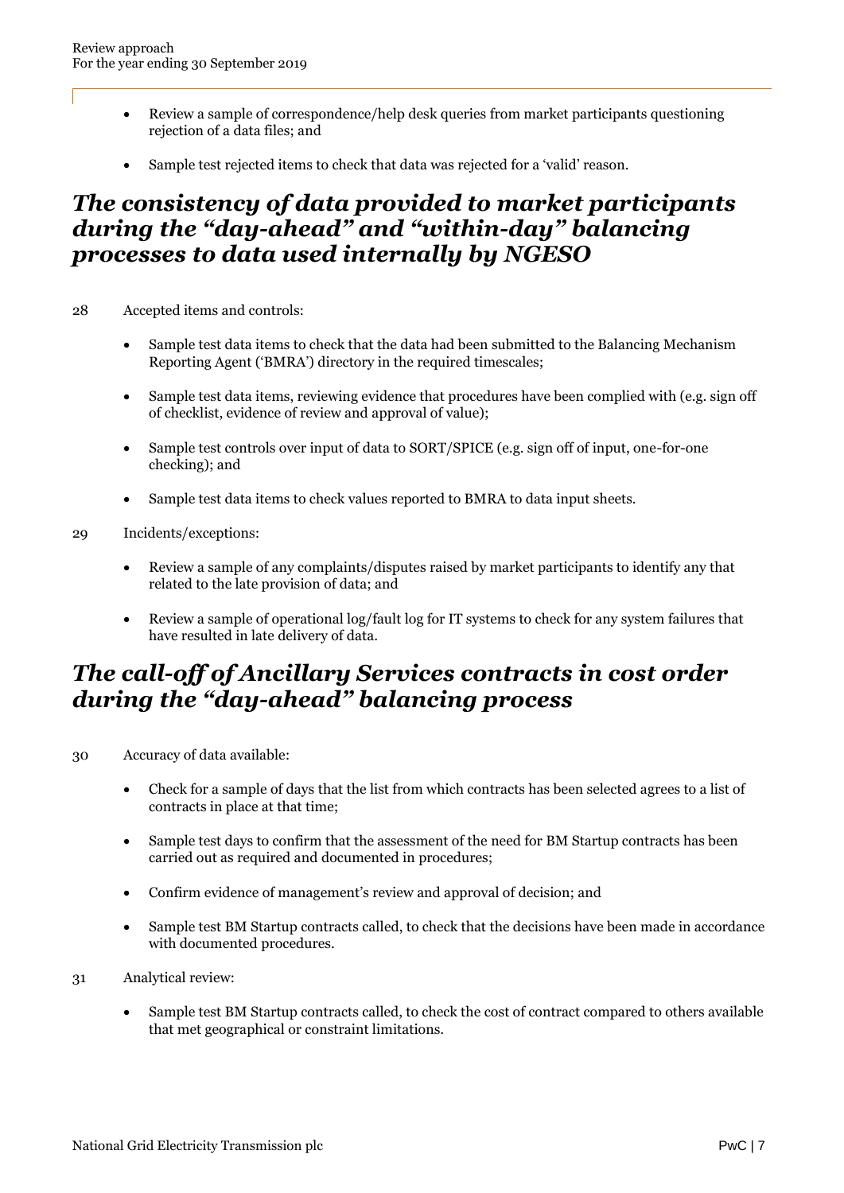- Review a sample of correspondence/help desk queries from market participants questioning rejection of a data files; and
- Sample test rejected items to check that data was rejected for a 'valid' reason.

## *The consistency of data provided to market participants during the "day-ahead" and "within-day" balancing processes to data used internally by NGESO*

28 Accepted items and controls:

- Sample test data items to check that the data had been submitted to the Balancing Mechanism Reporting Agent ('BMRA') directory in the required timescales;
- Sample test data items, reviewing evidence that procedures have been complied with (e.g. sign off of checklist, evidence of review and approval of value);
- Sample test controls over input of data to SORT/SPICE (e.g. sign off of input, one-for-one checking); and
- Sample test data items to check values reported to BMRA to data input sheets.

29 Incidents/exceptions:

- Review a sample of any complaints/disputes raised by market participants to identify any that related to the late provision of data; and
- Review a sample of operational log/fault log for IT systems to check for any system failures that have resulted in late delivery of data.

## *The call-off of Ancillary Services contracts in cost order during the "day-ahead" balancing process*

30 Accuracy of data available:

- Check for a sample of days that the list from which contracts has been selected agrees to a list of contracts in place at that time;
- Sample test days to confirm that the assessment of the need for BM Startup contracts has been carried out as required and documented in procedures;
- Confirm evidence of management's review and approval of decision; and
- Sample test BM Startup contracts called, to check that the decisions have been made in accordance with documented procedures.

31 Analytical review:

- Sample test BM Startup contracts called, to check the cost of contract compared to others available that met geographical or constraint limitations.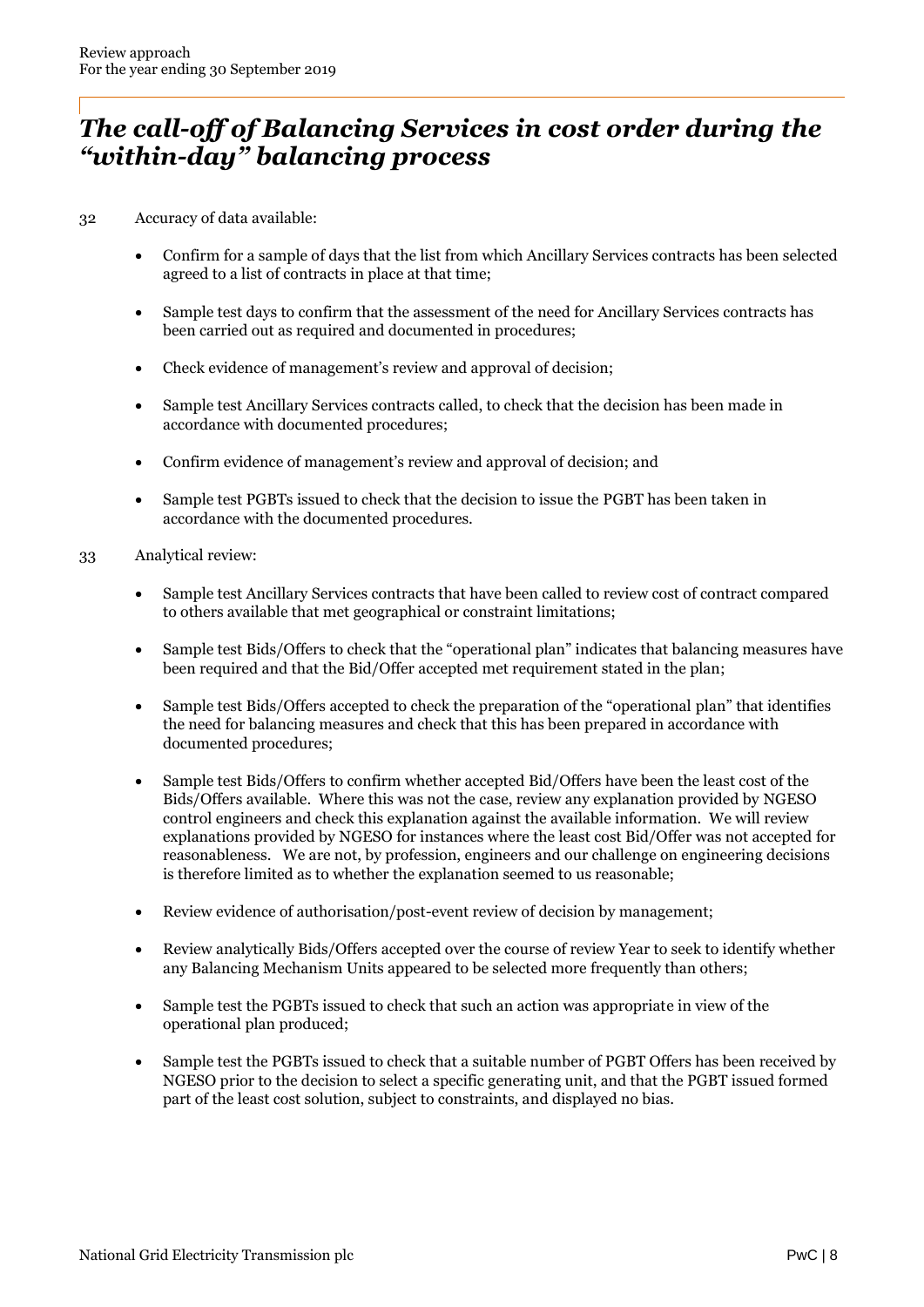## *The call-off of Balancing Services in cost order during the "within-day" balancing process*

32 Accuracy of data available:

- Confirm for a sample of days that the list from which Ancillary Services contracts has been selected agreed to a list of contracts in place at that time;
- Sample test days to confirm that the assessment of the need for Ancillary Services contracts has been carried out as required and documented in procedures;
- Check evidence of management's review and approval of decision;
- Sample test Ancillary Services contracts called, to check that the decision has been made in accordance with documented procedures;
- Confirm evidence of management's review and approval of decision; and
- Sample test PGBTs issued to check that the decision to issue the PGBT has been taken in accordance with the documented procedures.

33 Analytical review:

- Sample test Ancillary Services contracts that have been called to review cost of contract compared to others available that met geographical or constraint limitations;
- Sample test Bids/Offers to check that the "operational plan" indicates that balancing measures have been required and that the Bid/Offer accepted met requirement stated in the plan;
- Sample test Bids/Offers accepted to check the preparation of the "operational plan" that identifies the need for balancing measures and check that this has been prepared in accordance with documented procedures;
- Sample test Bids/Offers to confirm whether accepted Bid/Offers have been the least cost of the Bids/Offers available. Where this was not the case, review any explanation provided by NGESO control engineers and check this explanation against the available information. We will review explanations provided by NGESO for instances where the least cost Bid/Offer was not accepted for reasonableness. We are not, by profession, engineers and our challenge on engineering decisions is therefore limited as to whether the explanation seemed to us reasonable;
- Review evidence of authorisation/post-event review of decision by management;
- Review analytically Bids/Offers accepted over the course of review Year to seek to identify whether any Balancing Mechanism Units appeared to be selected more frequently than others;
- Sample test the PGBTs issued to check that such an action was appropriate in view of the operational plan produced;
- Sample test the PGBTs issued to check that a suitable number of PGBT Offers has been received by NGESO prior to the decision to select a specific generating unit, and that the PGBT issued formed part of the least cost solution, subject to constraints, and displayed no bias.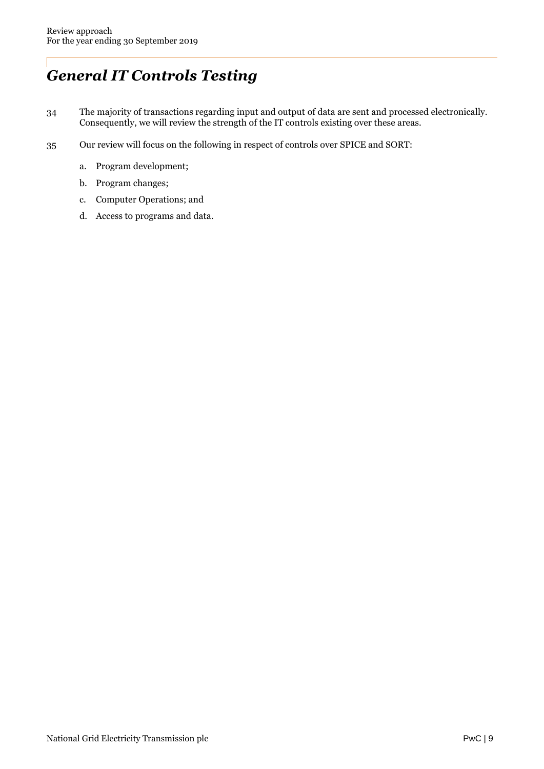# *General IT Controls Testing*

34 The majority of transactions regarding input and output of data are sent and processed electronically. Consequently, we will review the strength of the IT controls existing over these areas.

35 Our review will focus on the following in respect of controls over SPICE and SORT:

a. Program development;

b. Program changes;

c. Computer Operations; and

d. Access to programs and data.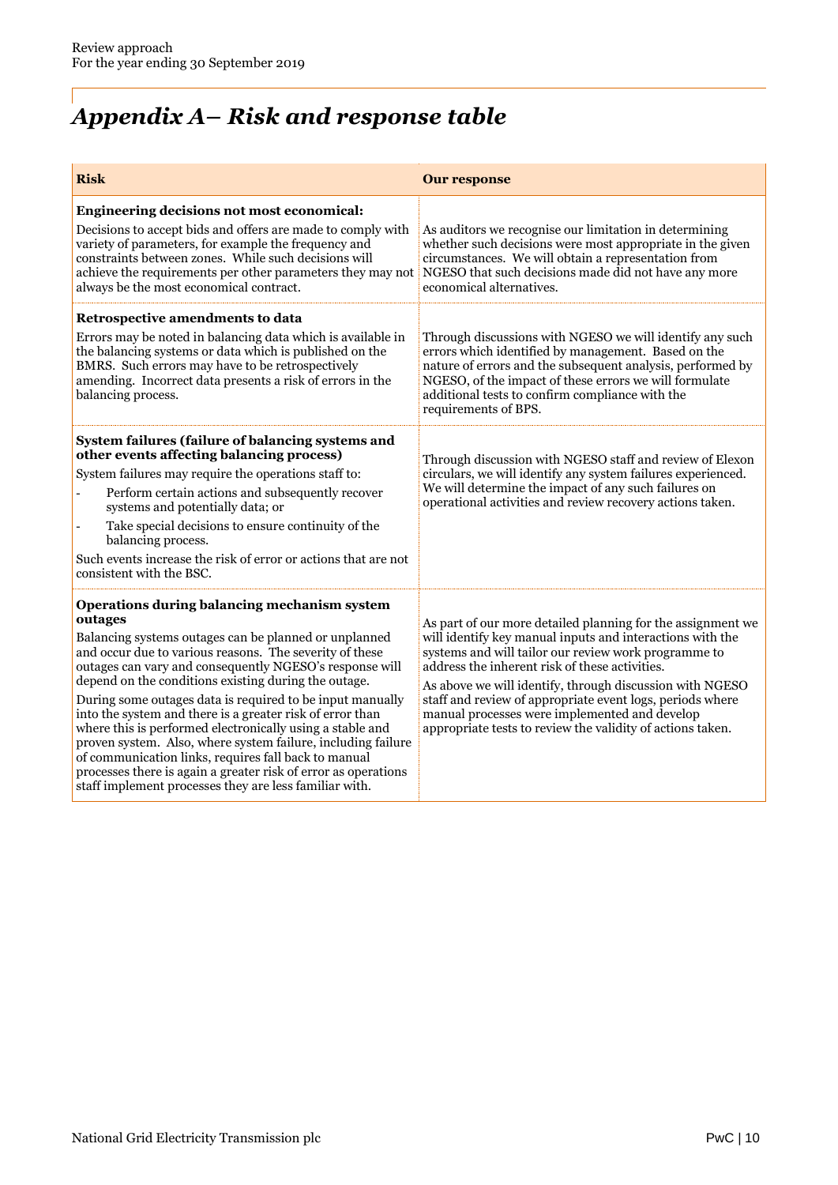# *Appendix A– Risk and response table*

| Risk | Our response |
|---|---|
| **Engineering decisions not most economical:**<br>Decisions to accept bids and offers are made to comply with variety of parameters, for example the frequency and constraints between zones. While such decisions will achieve the requirements per other parameters they may not always be the most economical contract. | As auditors we recognise our limitation in determining whether such decisions were most appropriate in the given circumstances. We will obtain a representation from NGESO that such decisions made did not have any more economical alternatives. |
| **Retrospective amendments to data**<br>Errors may be noted in balancing data which is available in the balancing systems or data which is published on the BMRS. Such errors may have to be retrospectively amending. Incorrect data presents a risk of errors in the balancing process. | Through discussions with NGESO we will identify any such errors which identified by management. Based on the nature of errors and the subsequent analysis, performed by NGESO, of the impact of these errors we will formulate additional tests to confirm compliance with the requirements of BPS. |
| **System failures (failure of balancing systems and other events affecting balancing process)**<br>System failures may require the operations staff to:<br>- Perform certain actions and subsequently recover systems and potentially data; or<br>- Take special decisions to ensure continuity of the balancing process.<br>Such events increase the risk of error or actions that are not consistent with the BSC. | Through discussion with NGESO staff and review of Elexon circulars, we will identify any system failures experienced. We will determine the impact of any such failures on operational activities and review recovery actions taken. |
| **Operations during balancing mechanism system outages**<br>Balancing systems outages can be planned or unplanned and occur due to various reasons. The severity of these outages can vary and consequently NGESO's response will depend on the conditions existing during the outage.<br>During some outages data is required to be input manually into the system and there is a greater risk of error than where this is performed electronically using a stable and proven system. Also, where system failure, including failure of communication links, requires fall back to manual processes there is again a greater risk of error as operations staff implement processes they are less familiar with. | As part of our more detailed planning for the assignment we will identify key manual inputs and interactions with the systems and will tailor our review work programme to address the inherent risk of these activities.<br>As above we will identify, through discussion with NGESO staff and review of appropriate event logs, periods where manual processes were implemented and develop appropriate tests to review the validity of actions taken. |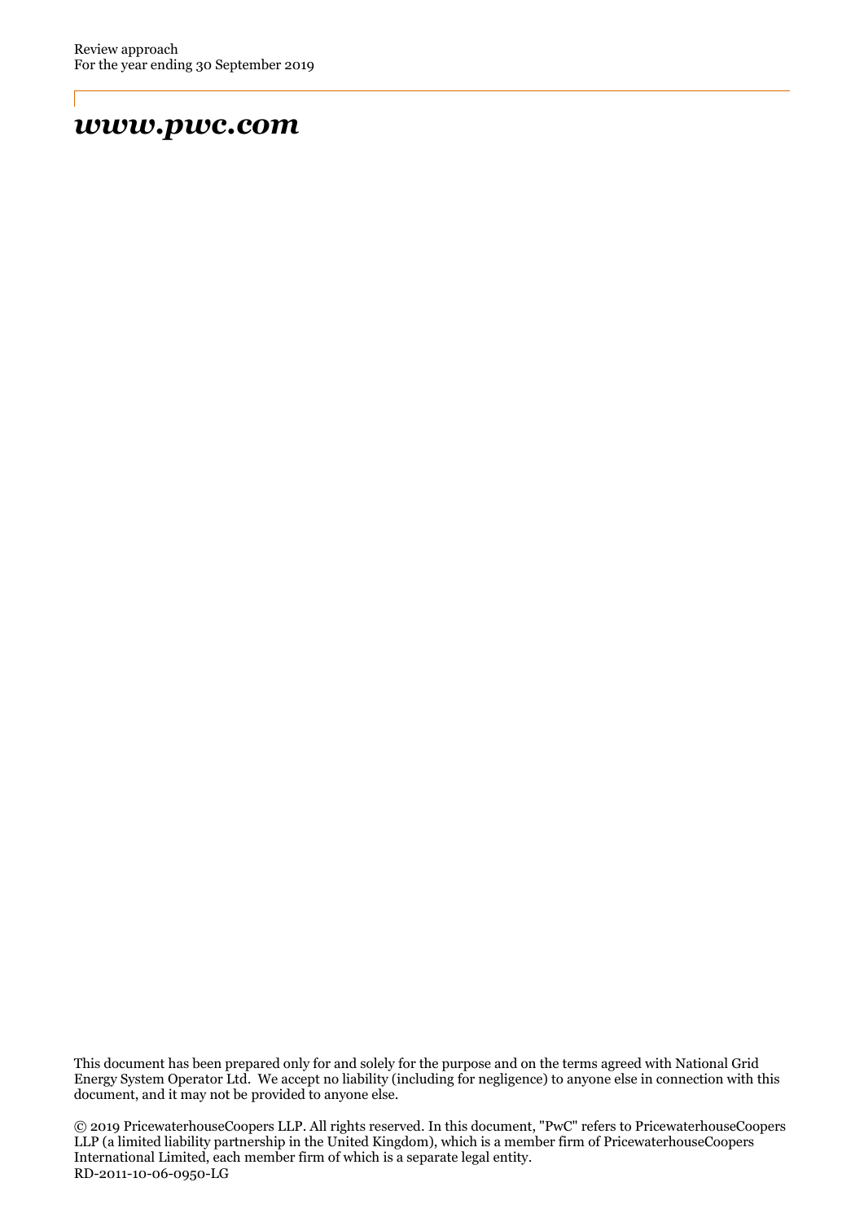# *www.pwc.com*

This document has been prepared only for and solely for the purpose and on the terms agreed with National Grid Energy System Operator Ltd. We accept no liability (including for negligence) to anyone else in connection with this document, and it may not be provided to anyone else.

© 2019 PricewaterhouseCoopers LLP. All rights reserved. In this document, "PwC" refers to PricewaterhouseCoopers LLP (a limited liability partnership in the United Kingdom), which is a member firm of PricewaterhouseCoopers International Limited, each member firm of which is a separate legal entity.
RD-2011-10-06-0950-LG